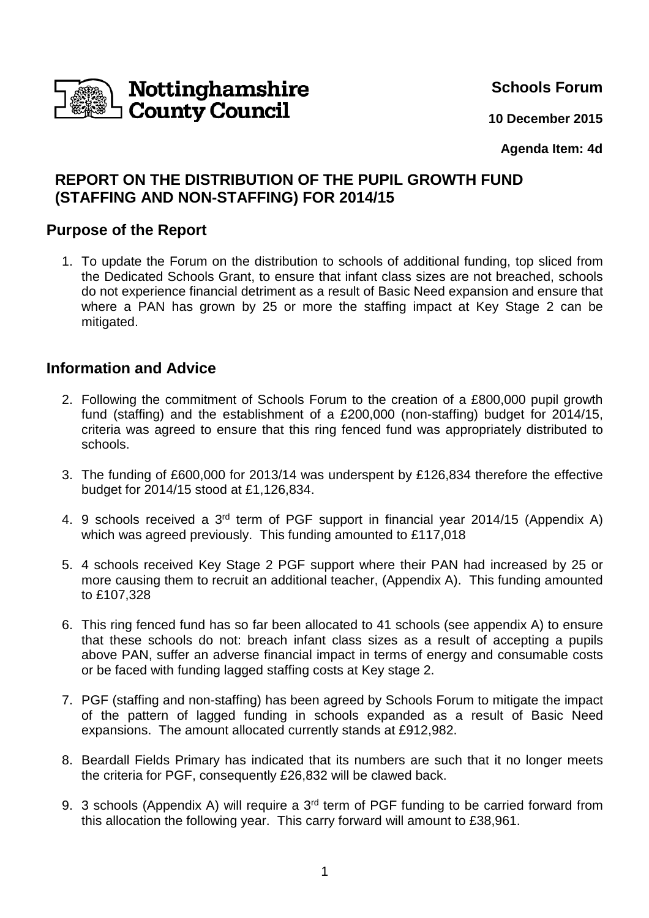Nottinghamshire County Council

**Schools Forum**

**10 December 2015**

**Agenda Item: 4d**

# REPORT ON THE DISTRIBUTION OF THE PUPIL GROWTH FUND (STAFFING AND NON-STAFFING) FOR 2014/15

## Purpose of the Report

1. To update the Forum on the distribution to schools of additional funding, top sliced from the Dedicated Schools Grant, to ensure that infant class sizes are not breached, schools do not experience financial detriment as a result of Basic Need expansion and ensure that where a PAN has grown by 25 or more the staffing impact at Key Stage 2 can be mitigated.

## Information and Advice

2. Following the commitment of Schools Forum to the creation of a £800,000 pupil growth fund (staffing) and the establishment of a £200,000 (non-staffing) budget for 2014/15, criteria was agreed to ensure that this ring fenced fund was appropriately distributed to schools.

3. The funding of £600,000 for 2013/14 was underspent by £126,834 therefore the effective budget for 2014/15 stood at £1,126,834.

4. 9 schools received a 3rd term of PGF support in financial year 2014/15 (Appendix A) which was agreed previously. This funding amounted to £117,018

5. 4 schools received Key Stage 2 PGF support where their PAN had increased by 25 or more causing them to recruit an additional teacher, (Appendix A). This funding amounted to £107,328

6. This ring fenced fund has so far been allocated to 41 schools (see appendix A) to ensure that these schools do not: breach infant class sizes as a result of accepting a pupils above PAN, suffer an adverse financial impact in terms of energy and consumable costs or be faced with funding lagged staffing costs at Key stage 2.

7. PGF (staffing and non-staffing) has been agreed by Schools Forum to mitigate the impact of the pattern of lagged funding in schools expanded as a result of Basic Need expansions. The amount allocated currently stands at £912,982.

8. Beardall Fields Primary has indicated that its numbers are such that it no longer meets the criteria for PGF, consequently £26,832 will be clawed back.

9. 3 schools (Appendix A) will require a 3rd term of PGF funding to be carried forward from this allocation the following year. This carry forward will amount to £38,961.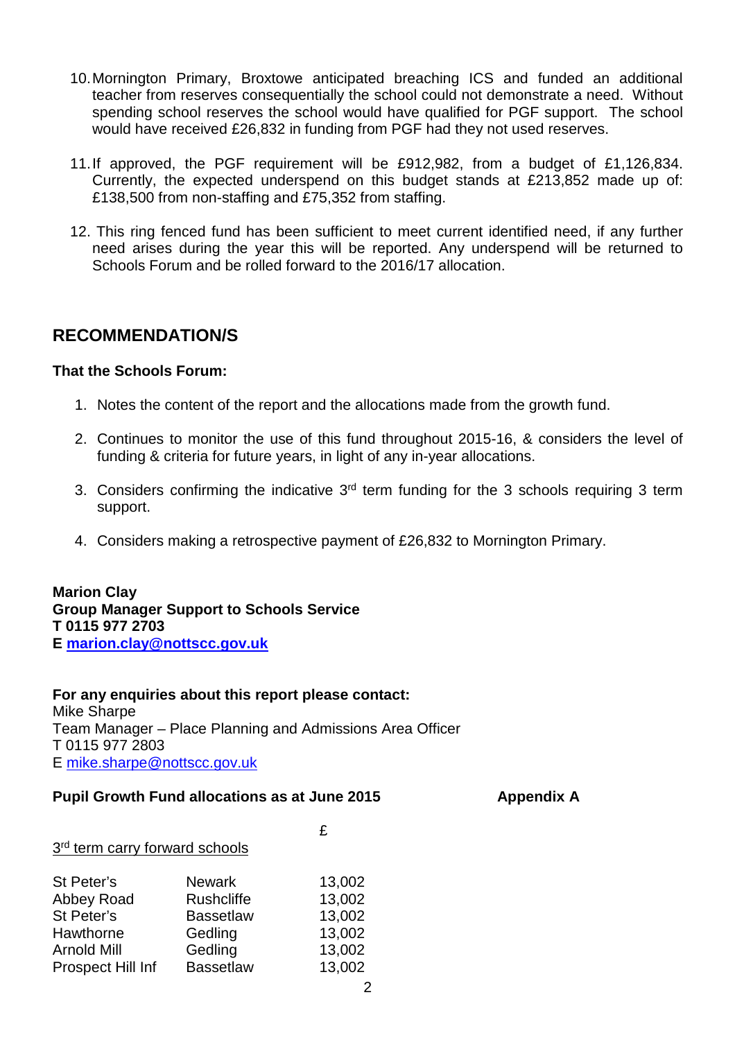10. Mornington Primary, Broxtowe anticipated breaching ICS and funded an additional teacher from reserves consequentially the school could not demonstrate a need. Without spending school reserves the school would have qualified for PGF support. The school would have received £26,832 in funding from PGF had they not used reserves.

11. If approved, the PGF requirement will be £912,982, from a budget of £1,126,834. Currently, the expected underspend on this budget stands at £213,852 made up of: £138,500 from non-staffing and £75,352 from staffing.

12. This ring fenced fund has been sufficient to meet current identified need, if any further need arises during the year this will be reported. Any underspend will be returned to Schools Forum and be rolled forward to the 2016/17 allocation.

## RECOMMENDATION/S

**That the Schools Forum:**

1. Notes the content of the report and the allocations made from the growth fund.

2. Continues to monitor the use of this fund throughout 2015-16, & considers the level of funding & criteria for future years, in light of any in-year allocations.

3. Considers confirming the indicative 3rd term funding for the 3 schools requiring 3 term support.

4. Considers making a retrospective payment of £26,832 to Mornington Primary.

**Marion Clay**
**Group Manager Support to Schools Service**
**T 0115 977 2703**
**E marion.clay@nottscc.gov.uk**

**For any enquiries about this report please contact:**
Mike Sharpe
Team Manager – Place Planning and Admissions Area Officer
T 0115 977 2803
E mike.sharpe@nottscc.gov.uk

**Pupil Growth Fund allocations as at June 2015** **Appendix A**

| 3rd term carry forward schools | | £ |
|---|---|---|
| St Peter's | Newark | 13,002 |
| Abbey Road | Rushcliffe | 13,002 |
| St Peter's | Bassetlaw | 13,002 |
| Hawthorne | Gedling | 13,002 |
| Arnold Mill | Gedling | 13,002 |
| Prospect Hill Inf | Bassetlaw | 13,002 |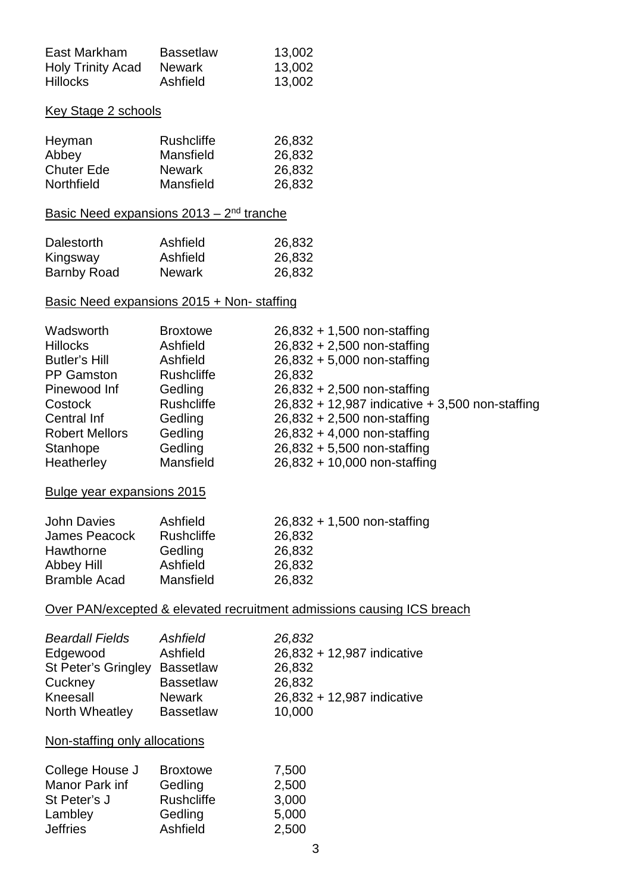| | | |
|---|---|---|
| East Markham | Bassetlaw | 13,002 |
| Holy Trinity Acad | Newark | 13,002 |
| Hillocks | Ashfield | 13,002 |

Key Stage 2 schools

| | | |
|---|---|---|
| Heyman | Rushcliffe | 26,832 |
| Abbey | Mansfield | 26,832 |
| Chuter Ede | Newark | 26,832 |
| Northfield | Mansfield | 26,832 |

Basic Need expansions 2013 – 2nd tranche

| | | |
|---|---|---|
| Dalestorth | Ashfield | 26,832 |
| Kingsway | Ashfield | 26,832 |
| Barnby Road | Newark | 26,832 |

Basic Need expansions 2015 + Non- staffing

| | | |
|---|---|---|
| Wadsworth | Broxtowe | 26,832 + 1,500 non-staffing |
| Hillocks | Ashfield | 26,832 + 2,500 non-staffing |
| Butler's Hill | Ashfield | 26,832 + 5,000 non-staffing |
| PP Gamston | Rushcliffe | 26,832 |
| Pinewood Inf | Gedling | 26,832 + 2,500 non-staffing |
| Costock | Rushcliffe | 26,832 + 12,987 indicative + 3,500 non-staffing |
| Central Inf | Gedling | 26,832 + 2,500 non-staffing |
| Robert Mellors | Gedling | 26,832 + 4,000 non-staffing |
| Stanhope | Gedling | 26,832 + 5,500 non-staffing |
| Heatherley | Mansfield | 26,832 + 10,000 non-staffing |

Bulge year expansions 2015

| | | |
|---|---|---|
| John Davies | Ashfield | 26,832 + 1,500 non-staffing |
| James Peacock | Rushcliffe | 26,832 |
| Hawthorne | Gedling | 26,832 |
| Abbey Hill | Ashfield | 26,832 |
| Bramble Acad | Mansfield | 26,832 |

Over PAN/excepted & elevated recruitment admissions causing ICS breach

| | | |
|---|---|---|
| *Beardall Fields* | *Ashfield* | *26,832* |
| Edgewood | Ashfield | 26,832 + 12,987 indicative |
| St Peter's Gringley | Bassetlaw | 26,832 |
| Cuckney | Bassetlaw | 26,832 |
| Kneesall | Newark | 26,832 + 12,987 indicative |
| North Wheatley | Bassetlaw | 10,000 |

Non-staffing only allocations

| | | |
|---|---|---|
| College House J | Broxtowe | 7,500 |
| Manor Park inf | Gedling | 2,500 |
| St Peter's J | Rushcliffe | 3,000 |
| Lambley | Gedling | 5,000 |
| Jeffries | Ashfield | 2,500 |